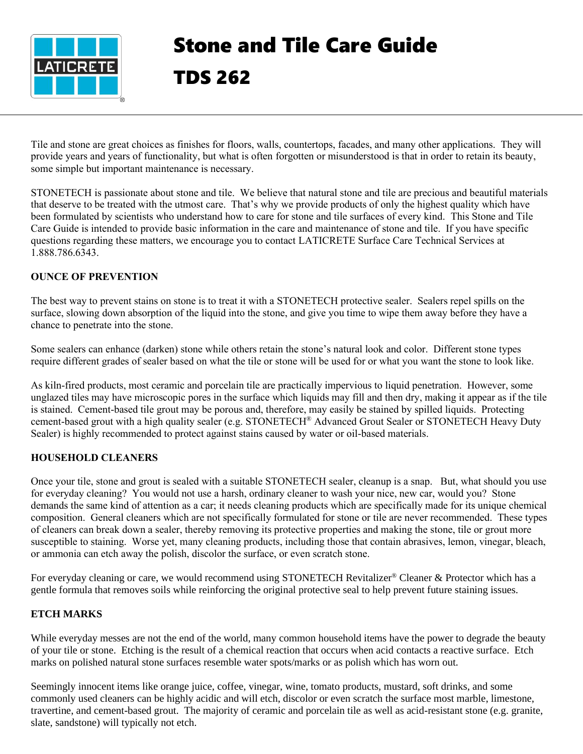# Stone and Tile Care Guide

# TDS 262

Tile and stone are great choices as finishes for floors, walls, countertops, facades, and many other applications. They will provide years and years of functionality, but what is often forgotten or misunderstood is that in order to retain its beauty, some simple but important maintenance is necessary.

STONETECH is passionate about stone and tile. We believe that natural stone and tile are precious and beautiful materials that deserve to be treated with the utmost care. That's why we provide products of only the highest quality which have been formulated by scientists who understand how to care for stone and tile surfaces of every kind. This Stone and Tile Care Guide is intended to provide basic information in the care and maintenance of stone and tile. If you have specific questions regarding these matters, we encourage you to contact LATICRETE Surface Care Technical Services at 1.888.786.6343.

**OUNCE OF PREVENTION**

The best way to prevent stains on stone is to treat it with a STONETECH protective sealer. Sealers repel spills on the surface, slowing down absorption of the liquid into the stone, and give you time to wipe them away before they have a chance to penetrate into the stone.

Some sealers can enhance (darken) stone while others retain the stone's natural look and color. Different stone types require different grades of sealer based on what the tile or stone will be used for or what you want the stone to look like.

As kiln-fired products, most ceramic and porcelain tile are practically impervious to liquid penetration. However, some unglazed tiles may have microscopic pores in the surface which liquids may fill and then dry, making it appear as if the tile is stained. Cement-based tile grout may be porous and, therefore, may easily be stained by spilled liquids. Protecting cement-based grout with a high quality sealer (e.g. STONETECH® Advanced Grout Sealer or STONETECH Heavy Duty Sealer) is highly recommended to protect against stains caused by water or oil-based materials.

**HOUSEHOLD CLEANERS**

Once your tile, stone and grout is sealed with a suitable STONETECH sealer, cleanup is a snap. But, what should you use for everyday cleaning? You would not use a harsh, ordinary cleaner to wash your nice, new car, would you? Stone demands the same kind of attention as a car; it needs cleaning products which are specifically made for its unique chemical composition. General cleaners which are not specifically formulated for stone or tile are never recommended. These types of cleaners can break down a sealer, thereby removing its protective properties and making the stone, tile or grout more susceptible to staining. Worse yet, many cleaning products, including those that contain abrasives, lemon, vinegar, bleach, or ammonia can etch away the polish, discolor the surface, or even scratch stone.

For everyday cleaning or care, we would recommend using STONETECH Revitalizer® Cleaner & Protector which has a gentle formula that removes soils while reinforcing the original protective seal to help prevent future staining issues.

**ETCH MARKS**

While everyday messes are not the end of the world, many common household items have the power to degrade the beauty of your tile or stone. Etching is the result of a chemical reaction that occurs when acid contacts a reactive surface. Etch marks on polished natural stone surfaces resemble water spots/marks or as polish which has worn out.

Seemingly innocent items like orange juice, coffee, vinegar, wine, tomato products, mustard, soft drinks, and some commonly used cleaners can be highly acidic and will etch, discolor or even scratch the surface most marble, limestone, travertine, and cement-based grout. The majority of ceramic and porcelain tile as well as acid-resistant stone (e.g. granite, slate, sandstone) will typically not etch.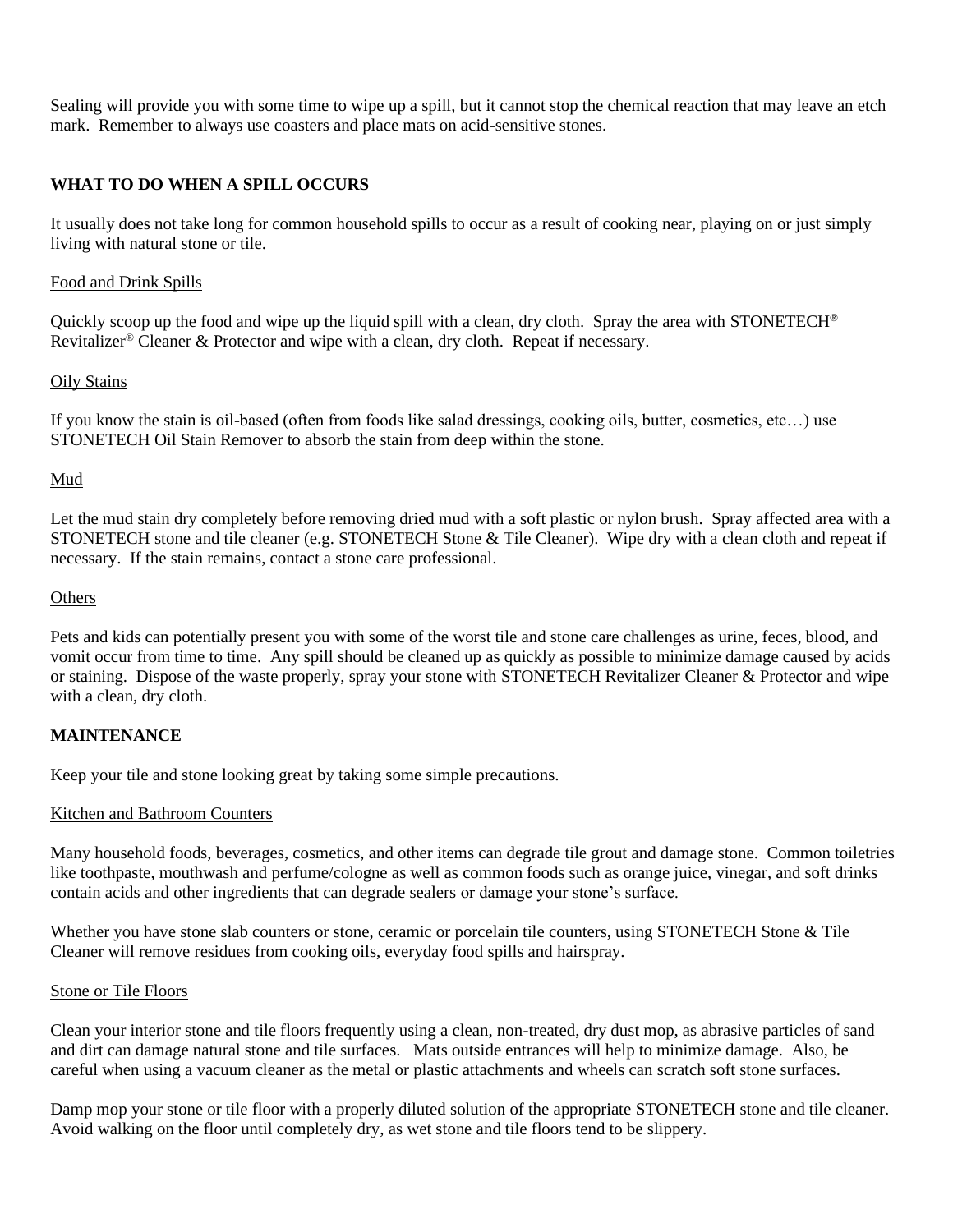Sealing will provide you with some time to wipe up a spill, but it cannot stop the chemical reaction that may leave an etch mark. Remember to always use coasters and place mats on acid-sensitive stones.

## WHAT TO DO WHEN A SPILL OCCURS

It usually does not take long for common household spills to occur as a result of cooking near, playing on or just simply living with natural stone or tile.

### Food and Drink Spills

Quickly scoop up the food and wipe up the liquid spill with a clean, dry cloth. Spray the area with STONETECH® Revitalizer® Cleaner & Protector and wipe with a clean, dry cloth. Repeat if necessary.

### Oily Stains

If you know the stain is oil-based (often from foods like salad dressings, cooking oils, butter, cosmetics, etc…) use STONETECH Oil Stain Remover to absorb the stain from deep within the stone.

### Mud

Let the mud stain dry completely before removing dried mud with a soft plastic or nylon brush. Spray affected area with a STONETECH stone and tile cleaner (e.g. STONETECH Stone & Tile Cleaner). Wipe dry with a clean cloth and repeat if necessary. If the stain remains, contact a stone care professional.

### Others

Pets and kids can potentially present you with some of the worst tile and stone care challenges as urine, feces, blood, and vomit occur from time to time. Any spill should be cleaned up as quickly as possible to minimize damage caused by acids or staining. Dispose of the waste properly, spray your stone with STONETECH Revitalizer Cleaner & Protector and wipe with a clean, dry cloth.

## MAINTENANCE

Keep your tile and stone looking great by taking some simple precautions.

### Kitchen and Bathroom Counters

Many household foods, beverages, cosmetics, and other items can degrade tile grout and damage stone. Common toiletries like toothpaste, mouthwash and perfume/cologne as well as common foods such as orange juice, vinegar, and soft drinks contain acids and other ingredients that can degrade sealers or damage your stone's surface.

Whether you have stone slab counters or stone, ceramic or porcelain tile counters, using STONETECH Stone & Tile Cleaner will remove residues from cooking oils, everyday food spills and hairspray.

### Stone or Tile Floors

Clean your interior stone and tile floors frequently using a clean, non-treated, dry dust mop, as abrasive particles of sand and dirt can damage natural stone and tile surfaces. Mats outside entrances will help to minimize damage. Also, be careful when using a vacuum cleaner as the metal or plastic attachments and wheels can scratch soft stone surfaces.

Damp mop your stone or tile floor with a properly diluted solution of the appropriate STONETECH stone and tile cleaner. Avoid walking on the floor until completely dry, as wet stone and tile floors tend to be slippery.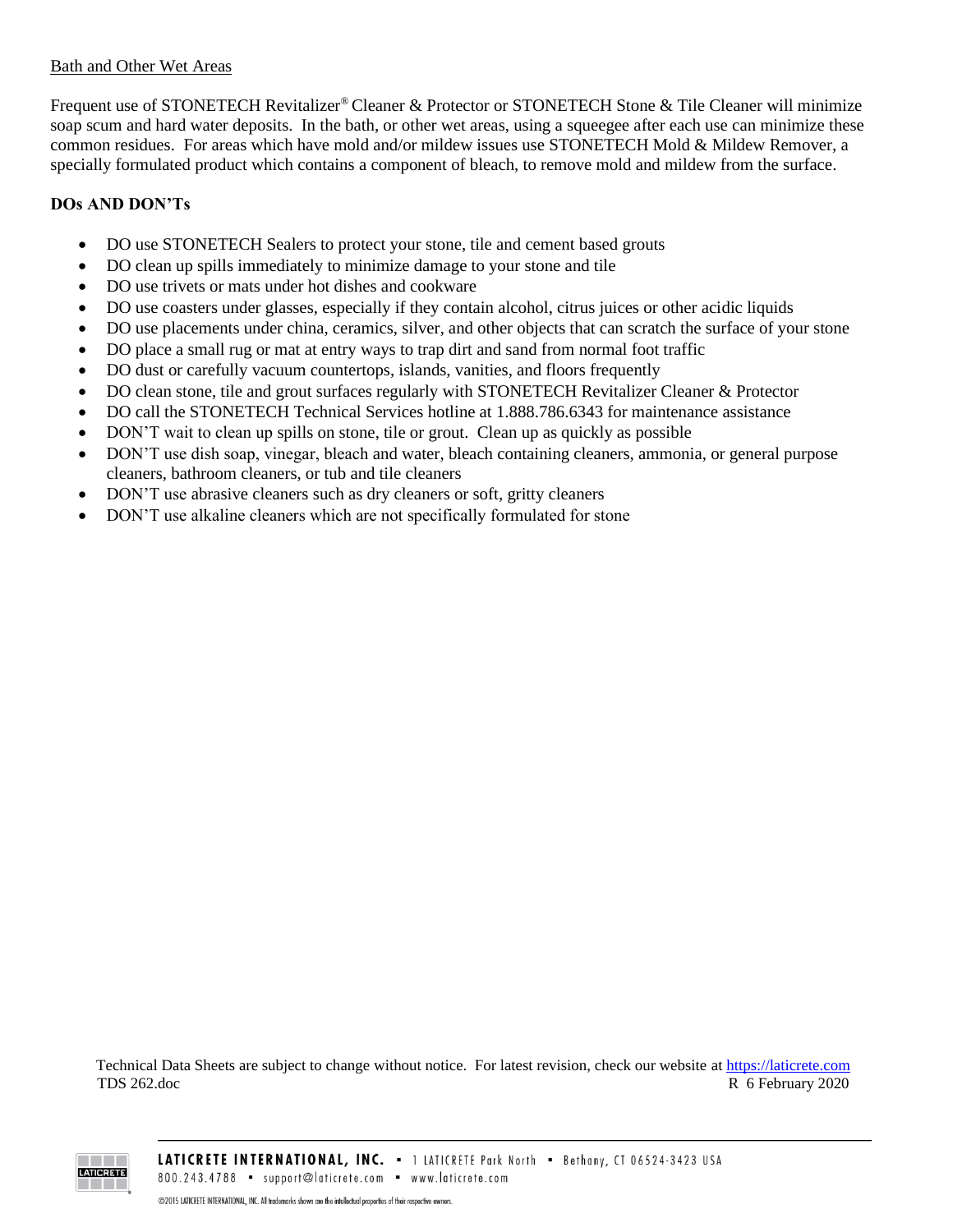Bath and Other Wet Areas

Frequent use of STONETECH Revitalizer® Cleaner & Protector or STONETECH Stone & Tile Cleaner will minimize soap scum and hard water deposits. In the bath, or other wet areas, using a squeegee after each use can minimize these common residues. For areas which have mold and/or mildew issues use STONETECH Mold & Mildew Remover, a specially formulated product which contains a component of bleach, to remove mold and mildew from the surface.

**DOs AND DON'Ts**

- DO use STONETECH Sealers to protect your stone, tile and cement based grouts
- DO clean up spills immediately to minimize damage to your stone and tile
- DO use trivets or mats under hot dishes and cookware
- DO use coasters under glasses, especially if they contain alcohol, citrus juices or other acidic liquids
- DO use placements under china, ceramics, silver, and other objects that can scratch the surface of your stone
- DO place a small rug or mat at entry ways to trap dirt and sand from normal foot traffic
- DO dust or carefully vacuum countertops, islands, vanities, and floors frequently
- DO clean stone, tile and grout surfaces regularly with STONETECH Revitalizer Cleaner & Protector
- DO call the STONETECH Technical Services hotline at 1.888.786.6343 for maintenance assistance
- DON'T wait to clean up spills on stone, tile or grout. Clean up as quickly as possible
- DON'T use dish soap, vinegar, bleach and water, bleach containing cleaners, ammonia, or general purpose cleaners, bathroom cleaners, or tub and tile cleaners
- DON'T use abrasive cleaners such as dry cleaners or soft, gritty cleaners
- DON'T use alkaline cleaners which are not specifically formulated for stone

Technical Data Sheets are subject to change without notice. For latest revision, check our website at https://laticrete.com
TDS 262.doc R 6 February 2020

**LATICRETE INTERNATIONAL, INC.** ▪ 1 LATICRETE Park North ▪ Bethany, CT 06524-3423 USA
800.243.4788 ▪ support@laticrete.com ▪ www.laticrete.com

©2015 LATICRETE INTERNATIONAL, INC. All trademarks shown are the intellectual properties of their respective owners.